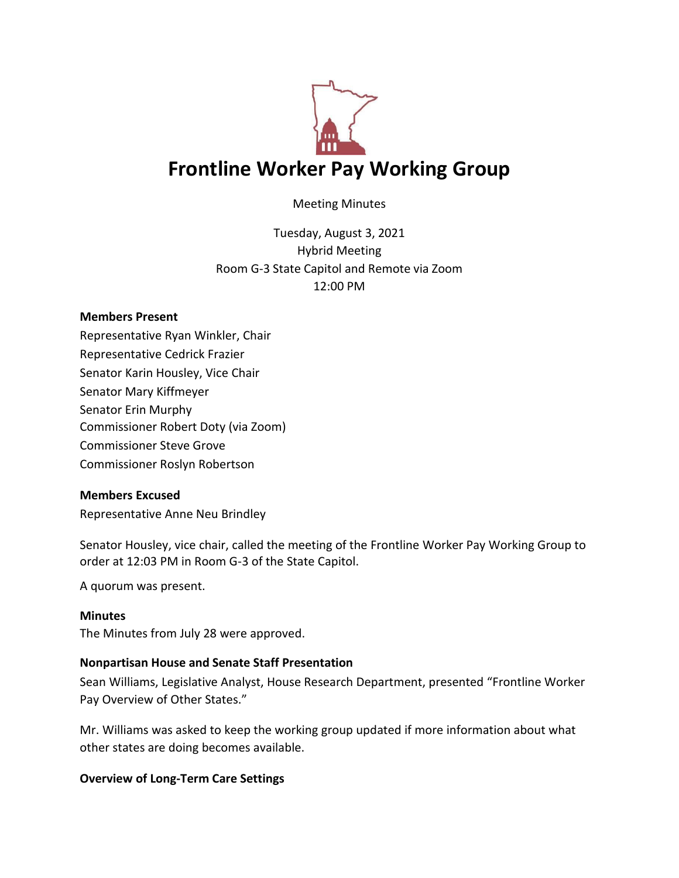# Frontline Worker Pay Working Group

Meeting Minutes

Tuesday, August 3, 2021
Hybrid Meeting
Room G-3 State Capitol and Remote via Zoom
12:00 PM

**Members Present**

Representative Ryan Winkler, Chair
Representative Cedrick Frazier
Senator Karin Housley, Vice Chair
Senator Mary Kiffmeyer
Senator Erin Murphy
Commissioner Robert Doty (via Zoom)
Commissioner Steve Grove
Commissioner Roslyn Robertson

**Members Excused**

Representative Anne Neu Brindley

Senator Housley, vice chair, called the meeting of the Frontline Worker Pay Working Group to order at 12:03 PM in Room G-3 of the State Capitol.

A quorum was present.

**Minutes**

The Minutes from July 28 were approved.

**Nonpartisan House and Senate Staff Presentation**

Sean Williams, Legislative Analyst, House Research Department, presented "Frontline Worker Pay Overview of Other States."

Mr. Williams was asked to keep the working group updated if more information about what other states are doing becomes available.

**Overview of Long-Term Care Settings**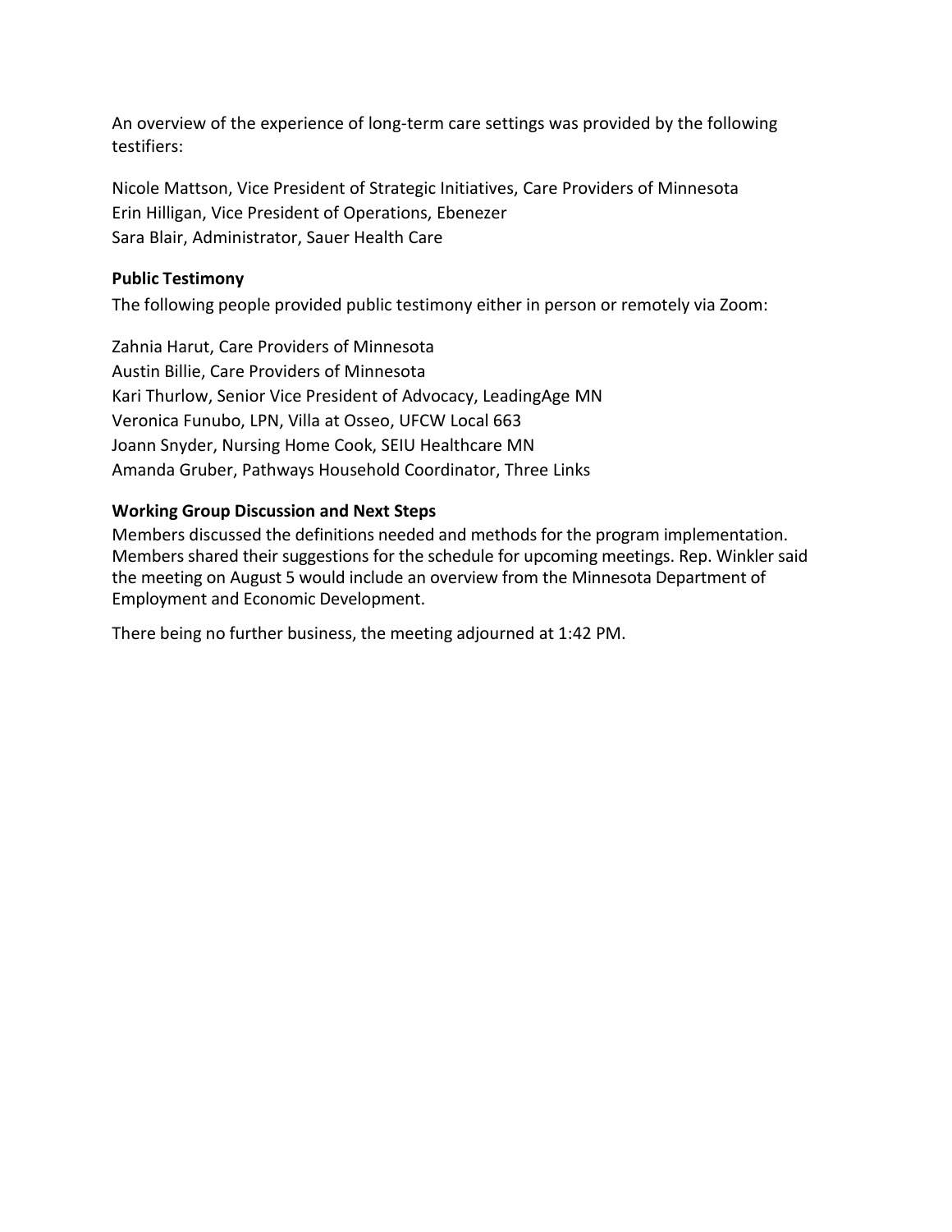An overview of the experience of long-term care settings was provided by the following testifiers:

Nicole Mattson, Vice President of Strategic Initiatives, Care Providers of Minnesota
Erin Hilligan, Vice President of Operations, Ebenezer
Sara Blair, Administrator, Sauer Health Care

**Public Testimony**

The following people provided public testimony either in person or remotely via Zoom:

Zahnia Harut, Care Providers of Minnesota
Austin Billie, Care Providers of Minnesota
Kari Thurlow, Senior Vice President of Advocacy, LeadingAge MN
Veronica Funubo, LPN, Villa at Osseo, UFCW Local 663
Joann Snyder, Nursing Home Cook, SEIU Healthcare MN
Amanda Gruber, Pathways Household Coordinator, Three Links

**Working Group Discussion and Next Steps**

Members discussed the definitions needed and methods for the program implementation. Members shared their suggestions for the schedule for upcoming meetings. Rep. Winkler said the meeting on August 5 would include an overview from the Minnesota Department of Employment and Economic Development.

There being no further business, the meeting adjourned at 1:42 PM.